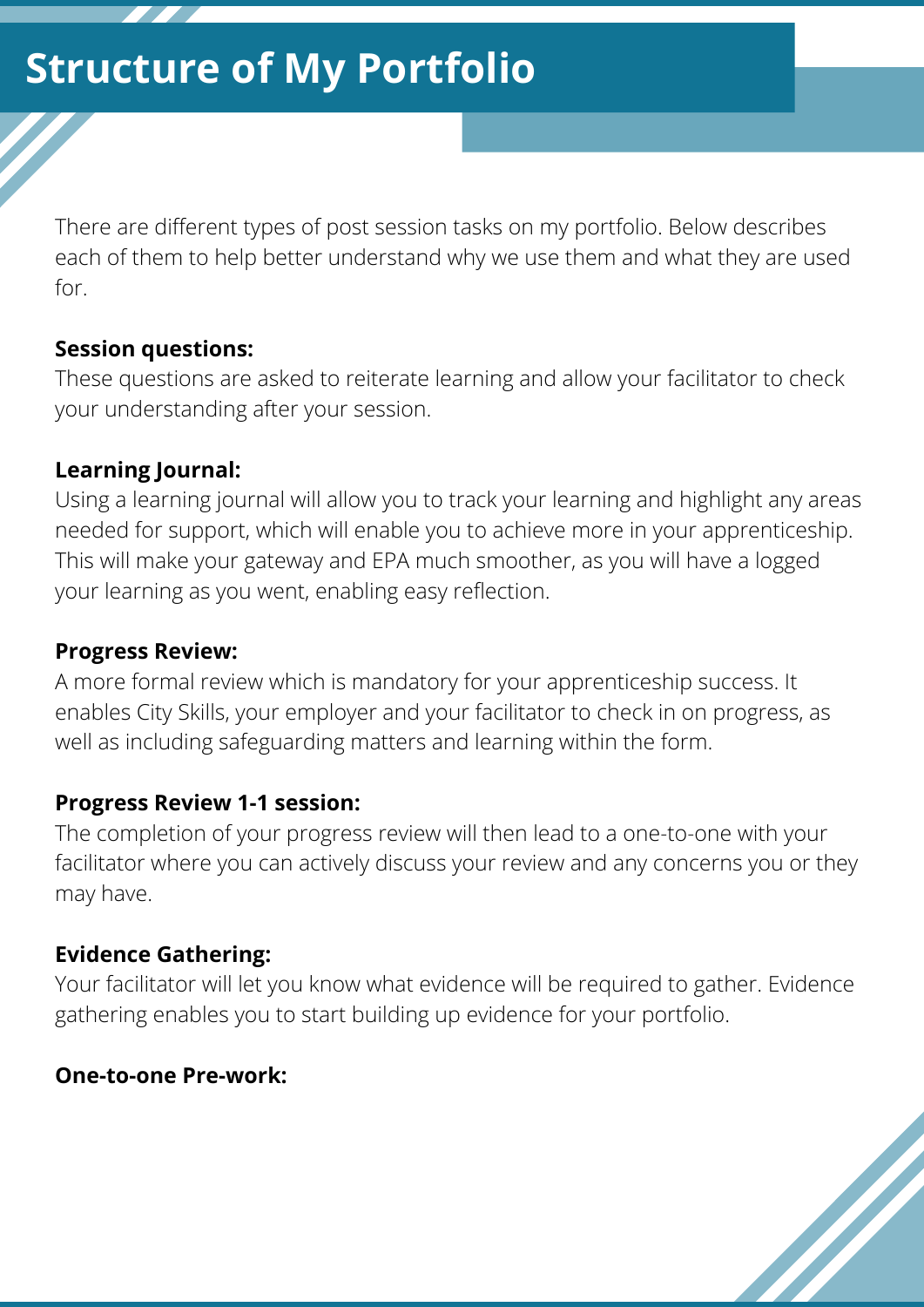# Structure of My Portfolio

There are different types of post session tasks on my portfolio. Below describes each of them to help better understand why we use them and what they are used for.

**Session questions:**
These questions are asked to reiterate learning and allow your facilitator to check your understanding after your session.

**Learning Journal:**
Using a learning journal will allow you to track your learning and highlight any areas needed for support, which will enable you to achieve more in your apprenticeship. This will make your gateway and EPA much smoother, as you will have a logged your learning as you went, enabling easy reflection.

**Progress Review:**
A more formal review which is mandatory for your apprenticeship success. It enables City Skills, your employer and your facilitator to check in on progress, as well as including safeguarding matters and learning within the form.

**Progress Review 1-1 session:**
The completion of your progress review will then lead to a one-to-one with your facilitator where you can actively discuss your review and any concerns you or they may have.

**Evidence Gathering:**
Your facilitator will let you know what evidence will be required to gather. Evidence gathering enables you to start building up evidence for your portfolio.

**One-to-one Pre-work:**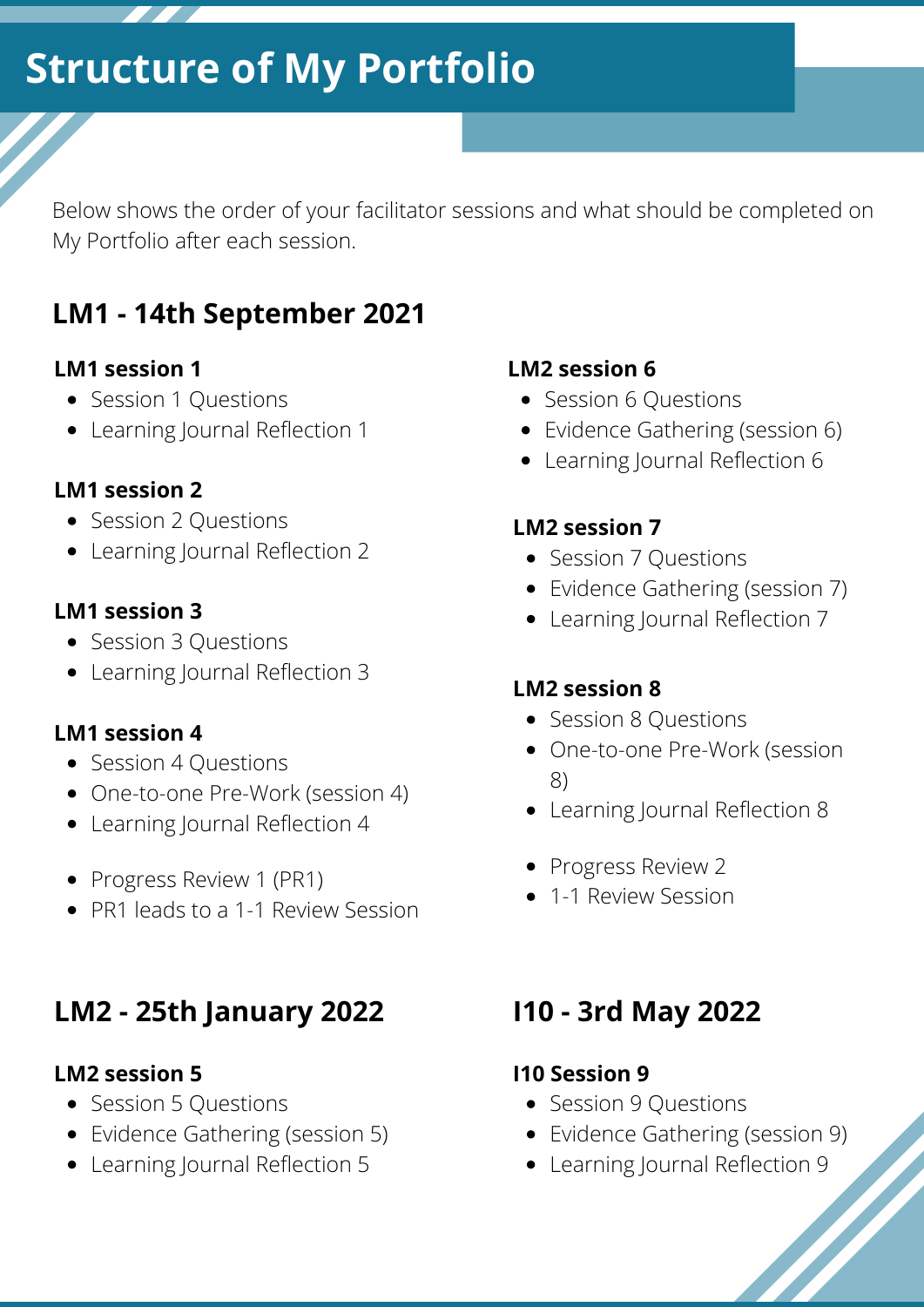# Structure of My Portfolio

Below shows the order of your facilitator sessions and what should be completed on My Portfolio after each session.

## LM1 - 14th September 2021

### LM1 session 1

- Session 1 Questions
- Learning Journal Reflection 1

### LM1 session 2

- Session 2 Questions
- Learning Journal Reflection 2

### LM1 session 3

- Session 3 Questions
- Learning Journal Reflection 3

### LM1 session 4

- Session 4 Questions
- One-to-one Pre-Work (session 4)
- Learning Journal Reflection 4

- Progress Review 1 (PR1)
- PR1 leads to a 1-1 Review Session

## LM2 - 25th January 2022

### LM2 session 5

- Session 5 Questions
- Evidence Gathering (session 5)
- Learning Journal Reflection 5

### LM2 session 6

- Session 6 Questions
- Evidence Gathering (session 6)
- Learning Journal Reflection 6

### LM2 session 7

- Session 7 Questions
- Evidence Gathering (session 7)
- Learning Journal Reflection 7

### LM2 session 8

- Session 8 Questions
- One-to-one Pre-Work (session 8)
- Learning Journal Reflection 8

- Progress Review 2
- 1-1 Review Session

## I10 - 3rd May 2022

### I10 Session 9

- Session 9 Questions
- Evidence Gathering (session 9)
- Learning Journal Reflection 9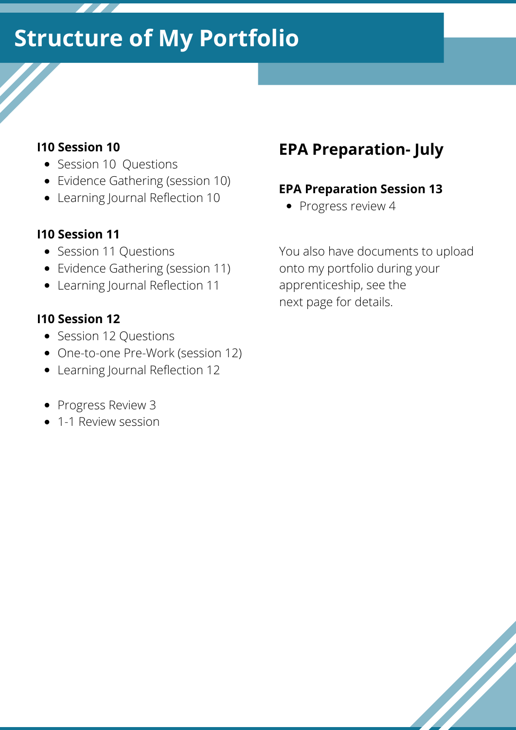# Structure of My Portfolio

**I10 Session 10**

- Session 10  Questions
- Evidence Gathering (session 10)
- Learning Journal Reflection 10

**I10 Session 11**

- Session 11 Questions
- Evidence Gathering (session 11)
- Learning Journal Reflection 11

**I10 Session 12**

- Session 12 Questions
- One-to-one Pre-Work (session 12)
- Learning Journal Reflection 12

- Progress Review 3
- 1-1 Review session

## EPA Preparation- July

**EPA Preparation Session 13**

- Progress review 4

You also have documents to upload onto my portfolio during your apprenticeship, see the next page for details.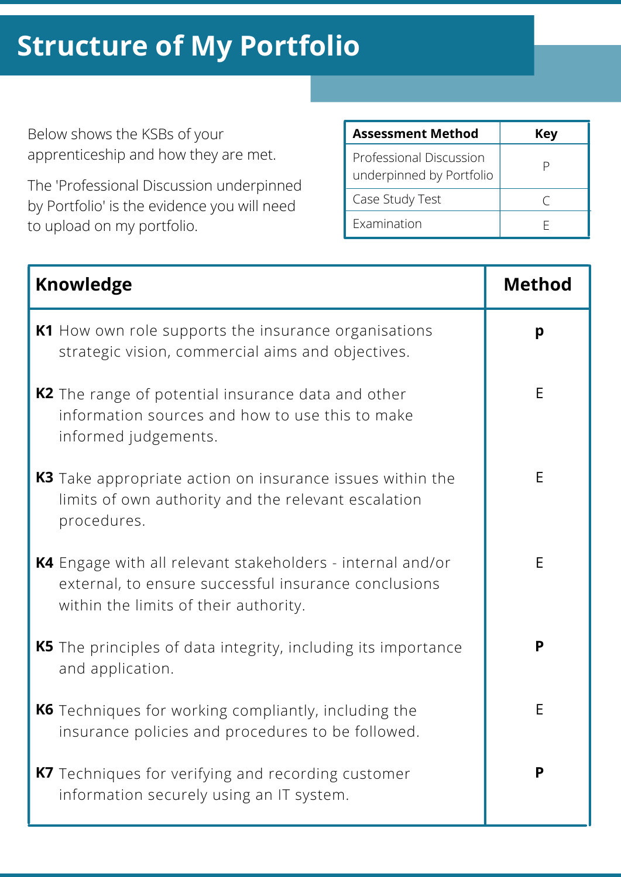# Structure of My Portfolio

Below shows the KSBs of your apprenticeship and how they are met.

The 'Professional Discussion underpinned by Portfolio' is the evidence you will need to upload on my portfolio.

| Assessment Method | Key |
| --- | --- |
| Professional Discussion underpinned by Portfolio | P |
| Case Study Test | C |
| Examination | E |

| Knowledge | Method |
| --- | --- |
| **K1** How own role supports the insurance organisations strategic vision, commercial aims and objectives. | **p** |
| **K2** The range of potential insurance data and other information sources and how to use this to make informed judgements. | E |
| **K3** Take appropriate action on insurance issues within the limits of own authority and the relevant escalation procedures. | E |
| **K4** Engage with all relevant stakeholders - internal and/or external, to ensure successful insurance conclusions within the limits of their authority. | E |
| **K5** The principles of data integrity, including its importance and application. | **P** |
| **K6** Techniques for working compliantly, including the insurance policies and procedures to be followed. | E |
| **K7** Techniques for verifying and recording customer information securely using an IT system. | **P** |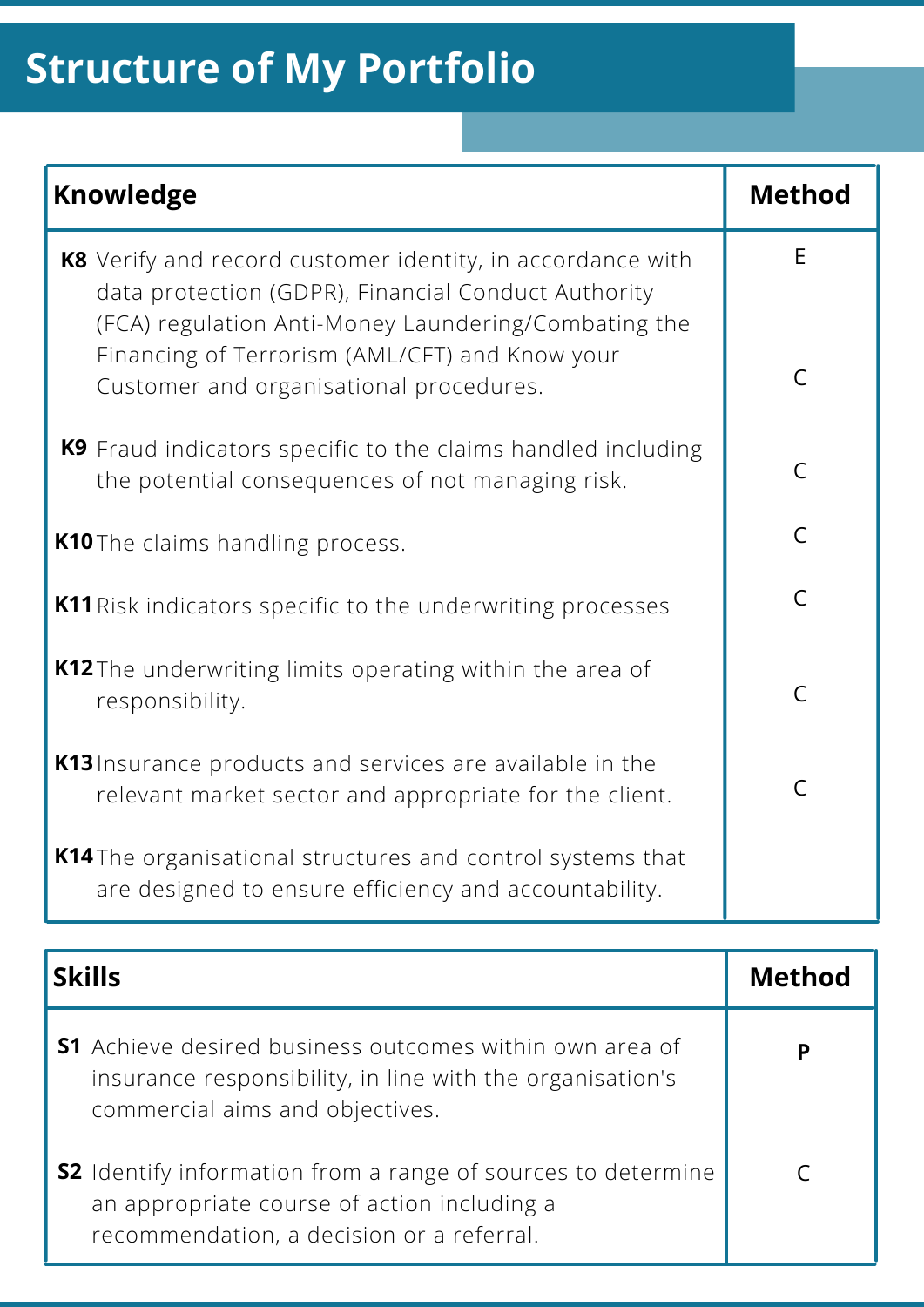# Structure of My Portfolio

| Knowledge | Method |
| --- | --- |
| **K8** Verify and record customer identity, in accordance with data protection (GDPR), Financial Conduct Authority (FCA) regulation Anti-Money Laundering/Combating the Financing of Terrorism (AML/CFT) and Know your Customer and organisational procedures. | E<br>C |
| **K9** Fraud indicators specific to the claims handled including the potential consequences of not managing risk. | C |
| **K10** The claims handling process. | C |
| **K11** Risk indicators specific to the underwriting processes | C |
| **K12** The underwriting limits operating within the area of responsibility. | C |
| **K13** Insurance products and services are available in the relevant market sector and appropriate for the client. | C |
| **K14** The organisational structures and control systems that are designed to ensure efficiency and accountability. | |

| Skills | Method |
| --- | --- |
| **S1** Achieve desired business outcomes within own area of insurance responsibility, in line with the organisation's commercial aims and objectives. | **P** |
| **S2** Identify information from a range of sources to determine an appropriate course of action including a recommendation, a decision or a referral. | C |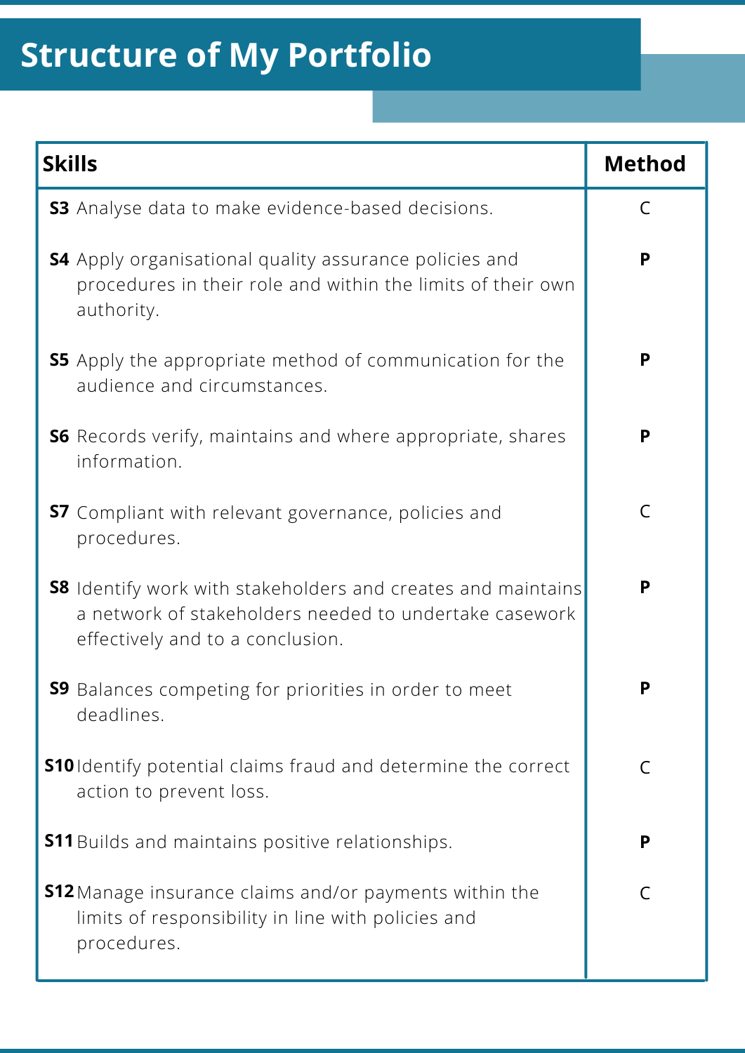# Structure of My Portfolio

| Skills | Method |
|---|---|
| **S3** Analyse data to make evidence-based decisions. | C |
| **S4** Apply organisational quality assurance policies and procedures in their role and within the limits of their own authority. | **P** |
| **S5** Apply the appropriate method of communication for the audience and circumstances. | **P** |
| **S6** Records verify, maintains and where appropriate, shares information. | **P** |
| **S7** Compliant with relevant governance, policies and procedures. | C |
| **S8** Identify work with stakeholders and creates and maintains a network of stakeholders needed to undertake casework effectively and to a conclusion. | **P** |
| **S9** Balances competing for priorities in order to meet deadlines. | **P** |
| **S10** Identify potential claims fraud and determine the correct action to prevent loss. | C |
| **S11** Builds and maintains positive relationships. | **P** |
| **S12** Manage insurance claims and/or payments within the limits of responsibility in line with policies and procedures. | C |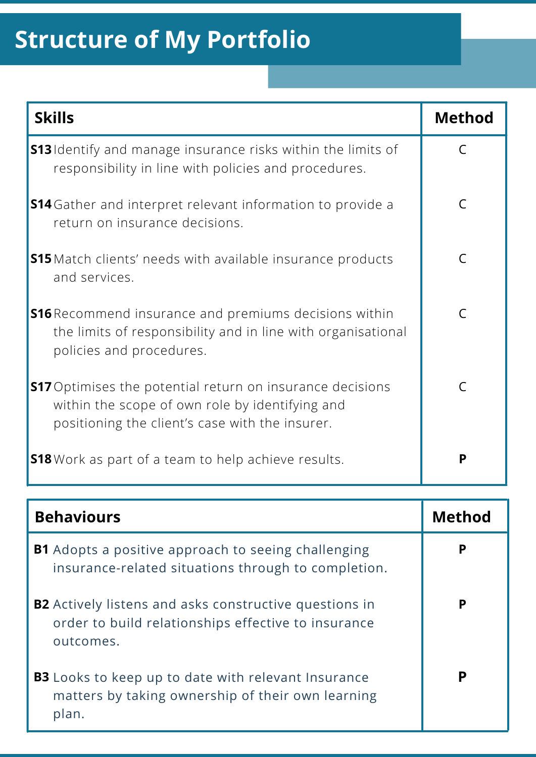# Structure of My Portfolio

| Skills | Method |
|---|---|
| **S13** Identify and manage insurance risks within the limits of responsibility in line with policies and procedures. | C |
| **S14** Gather and interpret relevant information to provide a return on insurance decisions. | C |
| **S15** Match clients' needs with available insurance products and services. | C |
| **S16** Recommend insurance and premiums decisions within the limits of responsibility and in line with organisational policies and procedures. | C |
| **S17** Optimises the potential return on insurance decisions within the scope of own role by identifying and positioning the client's case with the insurer. | C |
| **S18** Work as part of a team to help achieve results. | **P** |

| Behaviours | Method |
|---|---|
| **B1** Adopts a positive approach to seeing challenging insurance-related situations through to completion. | **P** |
| **B2** Actively listens and asks constructive questions in order to build relationships effective to insurance outcomes. | **P** |
| **B3** Looks to keep up to date with relevant Insurance matters by taking ownership of their own learning plan. | **P** |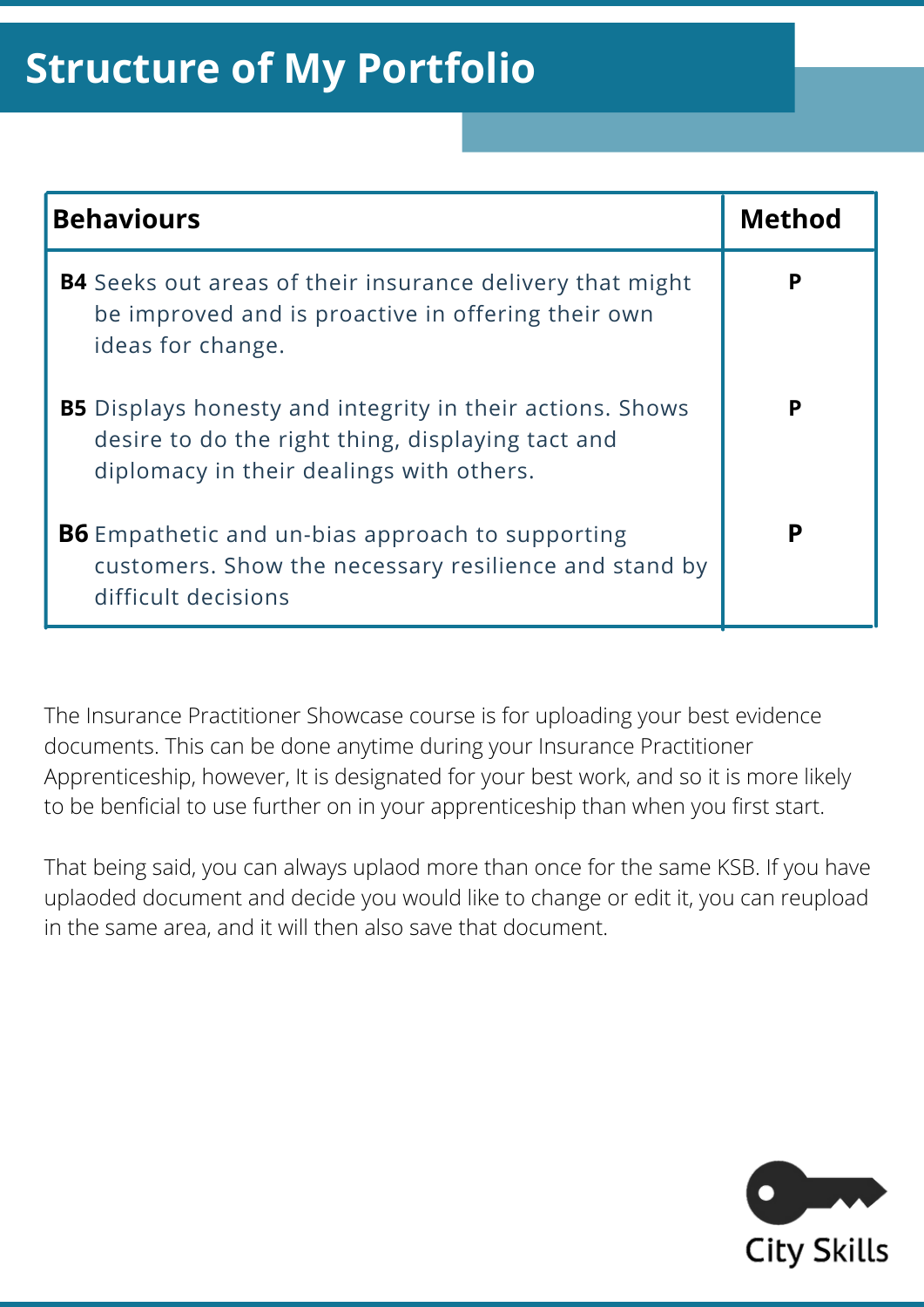# Structure of My Portfolio

| Behaviours | Method |
|---|---|
| **B4** Seeks out areas of their insurance delivery that might be improved and is proactive in offering their own ideas for change. | **P** |
| **B5** Displays honesty and integrity in their actions. Shows desire to do the right thing, displaying tact and diplomacy in their dealings with others. | **P** |
| **B6** Empathetic and un-bias approach to supporting customers. Show the necessary resilience and stand by difficult decisions | **P** |

The Insurance Practitioner Showcase course is for uploading your best evidence documents. This can be done anytime during your Insurance Practitioner Apprenticeship, however, It is designated for your best work, and so it is more likely to be benficial to use further on in your apprenticeship than when you first start.

That being said, you can always uplaod more than once for the same KSB. If you have uplaoded document and decide you would like to change or edit it, you can reupload in the same area, and it will then also save that document.

City Skills